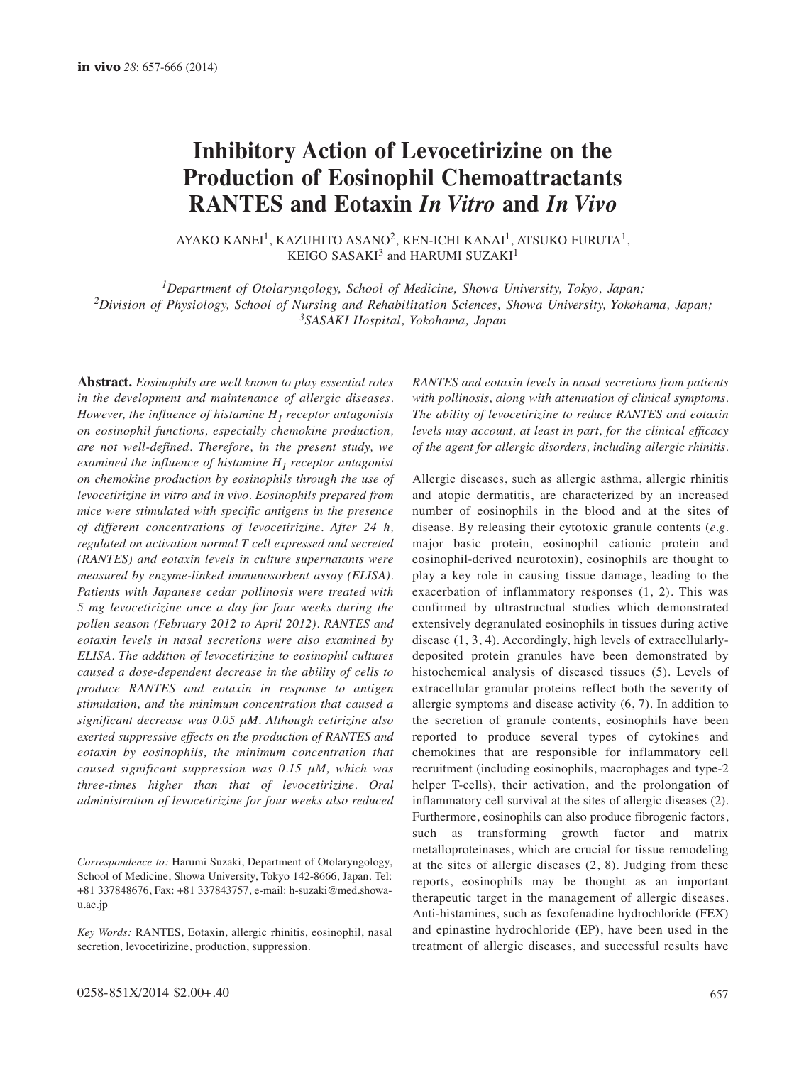# Inhibitory Action of Levocetirizine on the Production of Eosinophil Chemoattractants RANTES and Eotaxin *In Vitro* and *In Vivo*

AYAKO KANEI[1], KAZUHITO ASANO[2], KEN-ICHI KANAI[1], ATSUKO FURUTA[1], KEIGO SASAKI[3] and HARUMI SUZAKI[1]

*[1]Department of Otolaryngology, School of Medicine, Showa University, Tokyo, Japan;*
*[2]Division of Physiology, School of Nursing and Rehabilitation Sciences, Showa University, Yokohama, Japan;*
*[3]SASAKI Hospital, Yokohama, Japan*

**Abstract.** *Eosinophils are well known to play essential roles in the development and maintenance of allergic diseases. However, the influence of histamine $H_1$ receptor antagonists on eosinophil functions, especially chemokine production, are not well-defined. Therefore, in the present study, we examined the influence of histamine $H_1$ receptor antagonist on chemokine production by eosinophils through the use of levocetirizine in vitro and in vivo. Eosinophils prepared from mice were stimulated with specific antigens in the presence of different concentrations of levocetirizine. After 24 h, regulated on activation normal T cell expressed and secreted (RANTES) and eotaxin levels in culture supernatants were measured by enzyme-linked immunosorbent assay (ELISA). Patients with Japanese cedar pollinosis were treated with 5 mg levocetirizine once a day for four weeks during the pollen season (February 2012 to April 2012). RANTES and eotaxin levels in nasal secretions were also examined by ELISA. The addition of levocetirizine to eosinophil cultures caused a dose-dependent decrease in the ability of cells to produce RANTES and eotaxin in response to antigen stimulation, and the minimum concentration that caused a significant decrease was 0.05 μM. Although cetirizine also exerted suppressive effects on the production of RANTES and eotaxin by eosinophils, the minimum concentration that caused significant suppression was 0.15 μM, which was three-times higher than that of levocetirizine. Oral administration of levocetirizine for four weeks also reduced RANTES and eotaxin levels in nasal secretions from patients with pollinosis, along with attenuation of clinical symptoms. The ability of levocetirizine to reduce RANTES and eotaxin levels may account, at least in part, for the clinical efficacy of the agent for allergic disorders, including allergic rhinitis.*

*Correspondence to:* Harumi Suzaki, Department of Otolaryngology, School of Medicine, Showa University, Tokyo 142-8666, Japan. Tel: +81 337848676, Fax: +81 337843757, e-mail: h-suzaki@med.showa-u.ac.jp

*Key Words:* RANTES, Eotaxin, allergic rhinitis, eosinophil, nasal secretion, levocetirizine, production, suppression.

Allergic diseases, such as allergic asthma, allergic rhinitis and atopic dermatitis, are characterized by an increased number of eosinophils in the blood and at the sites of disease. By releasing their cytotoxic granule contents (*e.g.* major basic protein, eosinophil cationic protein and eosinophil-derived neurotoxin), eosinophils are thought to play a key role in causing tissue damage, leading to the exacerbation of inflammatory responses (1, 2). This was confirmed by ultrastructual studies which demonstrated extensively degranulated eosinophils in tissues during active disease (1, 3, 4). Accordingly, high levels of extracellularly-deposited protein granules have been demonstrated by histochemical analysis of diseased tissues (5). Levels of extracellular granular proteins reflect both the severity of allergic symptoms and disease activity (6, 7). In addition to the secretion of granule contents, eosinophils have been reported to produce several types of cytokines and chemokines that are responsible for inflammatory cell recruitment (including eosinophils, macrophages and type-2 helper T-cells), their activation, and the prolongation of inflammatory cell survival at the sites of allergic diseases (2). Furthermore, eosinophils can also produce fibrogenic factors, such as transforming growth factor and matrix metalloproteinases, which are crucial for tissue remodeling at the sites of allergic diseases (2, 8). Judging from these reports, eosinophils may be thought as an important therapeutic target in the management of allergic diseases. Anti-histamines, such as fexofenadine hydrochloride (FEX) and epinastine hydrochloride (EP), have been used in the treatment of allergic diseases, and successful results have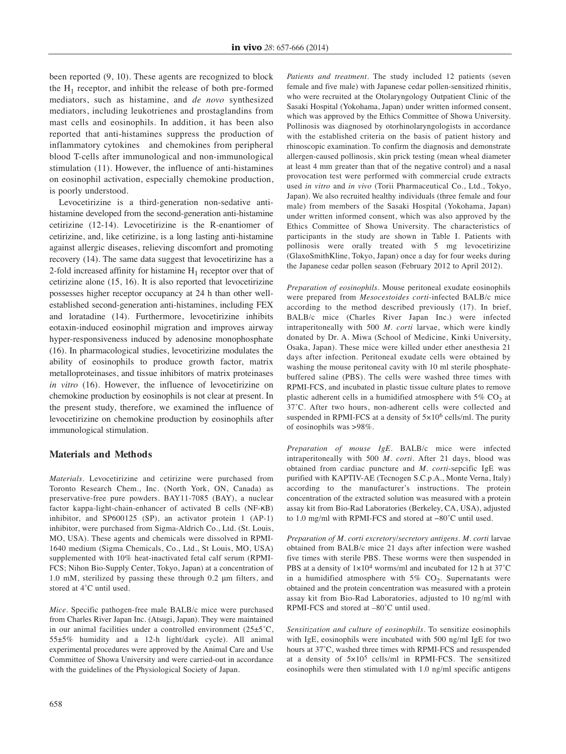been reported (9, 10). These agents are recognized to block the $H_1$ receptor, and inhibit the release of both pre-formed mediators, such as histamine, and *de novo* synthesized mediators, including leukotrienes and prostaglandins from mast cells and eosinophils. In addition, it has been also reported that anti-histamines suppress the production of inflammatory cytokines and chemokines from peripheral blood T-cells after immunological and non-immunological stimulation (11). However, the influence of anti-histamines on eosinophil activation, especially chemokine production, is poorly understood.

Levocetirizine is a third-generation non-sedative anti-histamine developed from the second-generation anti-histamine cetirizine (12-14). Levocetirizine is the R-enantiomer of cetirizine, and, like cetirizine, is a long lasting anti-histamine against allergic diseases, relieving discomfort and promoting recovery (14). The same data suggest that levocetirizine has a 2-fold increased affinity for histamine $H_1$ receptor over that of cetirizine alone (15, 16). It is also reported that levocetirizine possesses higher receptor occupancy at 24 h than other well-established second-generation anti-histamines, including FEX and loratadine (14). Furthermore, levocetirizine inhibits eotaxin-induced eosinophil migration and improves airway hyper-responsiveness induced by adenosine monophosphate (16). In pharmacological studies, levocetirizine modulates the ability of eosinophils to produce growth factor, matrix metalloproteinases, and tissue inhibitors of matrix proteinases *in vitro* (16). However, the influence of levocetirizine on chemokine production by eosinophils is not clear at present. In the present study, therefore, we examined the influence of levocetirizine on chemokine production by eosinophils after immunological stimulation.

## Materials and Methods

*Materials.* Levocetirizine and cetirizine were purchased from Toronto Research Chem., Inc. (North York, ON, Canada) as preservative-free pure powders. BAY11-7085 (BAY), a nuclear factor kappa-light-chain-enhancer of activated B cells (NF-κB) inhibitor, and SP600125 (SP), an activator protein 1 (AP-1) inhibitor, were purchased from Sigma-Aldrich Co., Ltd. (St. Louis, MO, USA). These agents and chemicals were dissolved in RPMI-1640 medium (Sigma Chemicals, Co., Ltd., St Louis, MO, USA) supplemented with 10% heat-inactivated fetal calf serum (RPMI-FCS; Nihon Bio-Supply Center, Tokyo, Japan) at a concentration of 1.0 mM, sterilized by passing these through 0.2 μm filters, and stored at 4˚C until used.

*Mice.* Specific pathogen-free male BALB/c mice were purchased from Charles River Japan Inc. (Atsugi, Japan). They were maintained in our animal facilities under a controlled environment (25±5˚C, 55±5% humidity and a 12-h light/dark cycle). All animal experimental procedures were approved by the Animal Care and Use Committee of Showa University and were carried-out in accordance with the guidelines of the Physiological Society of Japan.

*Patients and treatment.* The study included 12 patients (seven female and five male) with Japanese cedar pollen-sensitized rhinitis, who were recruited at the Otolaryngology Outpatient Clinic of the Sasaki Hospital (Yokohama, Japan) under written informed consent, which was approved by the Ethics Committee of Showa University. Pollinosis was diagnosed by otorhinolaryngologists in accordance with the established criteria on the basis of patient history and rhinoscopic examination. To confirm the diagnosis and demonstrate allergen-caused pollinosis, skin prick testing (mean wheal diameter at least 4 mm greater than that of the negative control) and a nasal provocation test were performed with commercial crude extracts used *in vitro* and *in vivo* (Torii Pharmaceutical Co., Ltd., Tokyo, Japan). We also recruited healthy individuals (three female and four male) from members of the Sasaki Hospital (Yokohama, Japan) under written informed consent, which was also approved by the Ethics Committee of Showa University. The characteristics of participants in the study are shown in Table I. Patients with pollinosis were orally treated with 5 mg levocetirizine (GlaxoSmithKline, Tokyo, Japan) once a day for four weeks during the Japanese cedar pollen season (February 2012 to April 2012).

*Preparation of eosinophils.* Mouse peritoneal exudate eosinophils were prepared from *Mesocestoides corti*-infected BALB/c mice according to the method described previously (17). In brief, BALB/c mice (Charles River Japan Inc.) were infected intraperitoneally with 500 *M. corti* larvae, which were kindly donated by Dr. A. Miwa (School of Medicine, Kinki University, Osaka, Japan). These mice were killed under ether anesthesia 21 days after infection. Peritoneal exudate cells were obtained by washing the mouse peritoneal cavity with 10 ml sterile phosphate-buffered saline (PBS). The cells were washed three times with RPMI-FCS, and incubated in plastic tissue culture plates to remove plastic adherent cells in a humidified atmosphere with 5% $CO_2$ at 37˚C. After two hours, non-adherent cells were collected and suspended in RPMI-FCS at a density of $5\times10^6$ cells/ml. The purity of eosinophils was >98%.

*Preparation of mouse IgE.* BALB/c mice were infected intraperitoneally with 500 *M. corti*. After 21 days, blood was obtained from cardiac puncture and *M. corti*-sepcific IgE was purified with KAPTIV-AE (Tecnogen S.C.p.A., Monte Verna, Italy) according to the manufacturer's instructions. The protein concentration of the extracted solution was measured with a protein assay kit from Bio-Rad Laboratories (Berkeley, CA, USA), adjusted to 1.0 mg/ml with RPMI-FCS and stored at −80˚C until used.

*Preparation of M. corti excretory/secretory antigens. M. corti* larvae obtained from BALB/c mice 21 days after infection were washed five times with sterile PBS. These worms were then suspended in PBS at a density of $1\times10^4$ worms/ml and incubated for 12 h at 37˚C in a humidified atmosphere with 5% $CO_2$. Supernatants were obtained and the protein concentration was measured with a protein assay kit from Bio-Rad Laboratories, adjusted to 10 ng/ml with RPMI-FCS and stored at –80˚C until used.

*Sensitization and culture of eosinophils.* To sensitize eosinophils with IgE, eosinophils were incubated with 500 ng/ml IgE for two hours at 37˚C, washed three times with RPMI-FCS and resuspended at a density of $5\times10^5$ cells/ml in RPMI-FCS. The sensitized eosinophils were then stimulated with 1.0 ng/ml specific antigens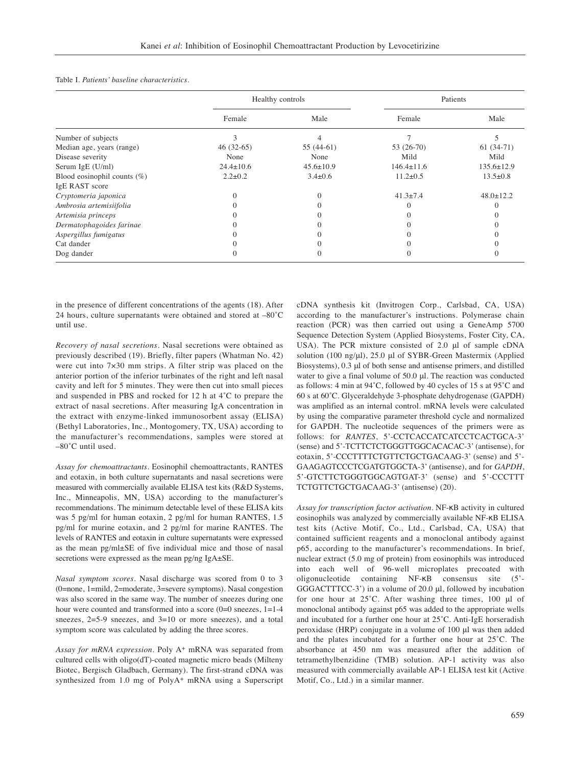Table I. *Patients' baseline characteristics.*

| | Healthy controls | | Patients | |
|---|---|---|---|---|
| | Female | Male | Female | Male |
| Number of subjects | 3 | 4 | 7 | 5 |
| Median age, years (range) | 46 (32-65) | 55 (44-61) | 53 (26-70) | 61 (34-71) |
| Disease severity | None | None | Mild | Mild |
| Serum IgE (U/ml) | 24.4±10.6 | 45.6±10.9 | 146.4±11.6 | 135.6±12.9 |
| Blood eosinophil counts (%) | 2.2±0.2 | 3.4±0.6 | 11.2±0.5 | 13.5±0.8 |
| IgE RAST score | | | | |
| *Cryptomeria japonica* | 0 | 0 | 41.3±7.4 | 48.0±12.2 |
| *Ambrosia artemisiifolia* | 0 | 0 | 0 | 0 |
| *Artemisia princeps* | 0 | 0 | 0 | 0 |
| *Dermatophagoides farinae* | 0 | 0 | 0 | 0 |
| *Aspergillus fumigatus* | 0 | 0 | 0 | 0 |
| Cat dander | 0 | 0 | 0 | 0 |
| Dog dander | 0 | 0 | 0 | 0 |

in the presence of different concentrations of the agents (18). After 24 hours, culture supernatants were obtained and stored at –80˚C until use.

*Recovery of nasal secretions.* Nasal secretions were obtained as previously described (19). Briefly, filter papers (Whatman No. 42) were cut into 7×30 mm strips. A filter strip was placed on the anterior portion of the inferior turbinates of the right and left nasal cavity and left for 5 minutes. They were then cut into small pieces and suspended in PBS and rocked for 12 h at 4˚C to prepare the extract of nasal secretions. After measuring IgA concentration in the extract with enzyme-linked immunosorbent assay (ELISA) (Bethyl Laboratories, Inc., Montogomery, TX, USA) according to the manufacturer's recommendations, samples were stored at –80˚C until used.

*Assay for chemoattractants.* Eosinophil chemoattractants, RANTES and eotaxin, in both culture supernatants and nasal secretions were measured with commercially available ELISA test kits (R&D Systems, Inc., Minneapolis, MN, USA) according to the manufacturer's recommendations. The minimum detectable level of these ELISA kits was 5 pg/ml for human eotaxin, 2 pg/ml for human RANTES, 1.5 pg/ml for murine eotaxin, and 2 pg/ml for marine RANTES. The levels of RANTES and eotaxin in culture supernatants were expressed as the mean pg/ml±SE of five individual mice and those of nasal secretions were expressed as the mean pg/ng IgA±SE.

*Nasal symptom scores.* Nasal discharge was scored from 0 to 3 (0=none, 1=mild, 2=moderate, 3=severe symptoms). Nasal congestion was also scored in the same way. The number of sneezes during one hour were counted and transformed into a score (0=0 sneezes, 1=1-4 sneezes, 2=5-9 sneezes, and 3=10 or more sneezes), and a total symptom score was calculated by adding the three scores.

*Assay for mRNA expression.* Poly A+ mRNA was separated from cultured cells with oligo(dT)-coated magnetic micro beads (Milteny Biotec, Bergisch Gladbach, Germany). The first-strand cDNA was synthesized from 1.0 mg of PolyA+ mRNA using a Superscript cDNA synthesis kit (Invitrogen Corp., Carlsbad, CA, USA) according to the manufacturer's instructions. Polymerase chain reaction (PCR) was then carried out using a GeneAmp 5700 Sequence Detection System (Applied Biosystems, Foster City, CA, USA). The PCR mixture consisted of 2.0 μl of sample cDNA solution (100 ng/μl), 25.0 μl of SYBR-Green Mastermix (Applied Biosystems), 0.3 μl of both sense and antisense primers, and distilled water to give a final volume of 50.0 μl. The reaction was conducted as follows: 4 min at 94˚C, followed by 40 cycles of 15 s at 95˚C and 60 s at 60˚C. Glyceraldehyde 3-phosphate dehydrogenase (GAPDH) was amplified as an internal control. mRNA levels were calculated by using the comparative parameter threshold cycle and normalized for GAPDH. The nucleotide sequences of the primers were as follows: for *RANTES*, 5'-CCTCACCATCATCCTCACTGCA-3' (sense) and 5'-TCTTCTCTGGGTTGGCACACAC-3' (antisense), for eotaxin, 5'-CCCTTTTCTGTTCTGCTGACAAG-3' (sense) and 5'-GAAGAGTCCCTCGATGTGGCTA-3' (antisense), and for *GAPDH*, 5'-GTCTTCTGGGTGGCAGTGAT-3' (sense) and 5'-CCCTTT TCTGTTCTGCTGACAAG-3' (antisense) (20).

*Assay for transcription factor activation.* NF-κB activity in cultured eosinophils was analyzed by commercially available NF-κB ELISA test kits (Active Motif, Co., Ltd., Carlsbad, CA, USA) that contained sufficient reagents and a monoclonal antibody against p65, according to the manufacturer's recommendations. In brief, nuclear extract (5.0 mg of protein) from eosinophils was introduced into each well of 96-well microplates precoated with oligonucleotide containing NF-κB consensus site (5'-GGGACTTTCC-3') in a volume of 20.0 μl, followed by incubation for one hour at 25˚C. After washing three times, 100 μl of monoclonal antibody against p65 was added to the appropriate wells and incubated for a further one hour at 25˚C. Anti-IgE horseradish peroxidase (HRP) conjugate in a volume of 100 μl was then added and the plates incubated for a further one hour at 25˚C. The absorbance at 450 nm was measured after the addition of tetramethylbenzidine (TMB) solution. AP-1 activity was also measured with commercially available AP-1 ELISA test kit (Active Motif, Co., Ltd.) in a similar manner.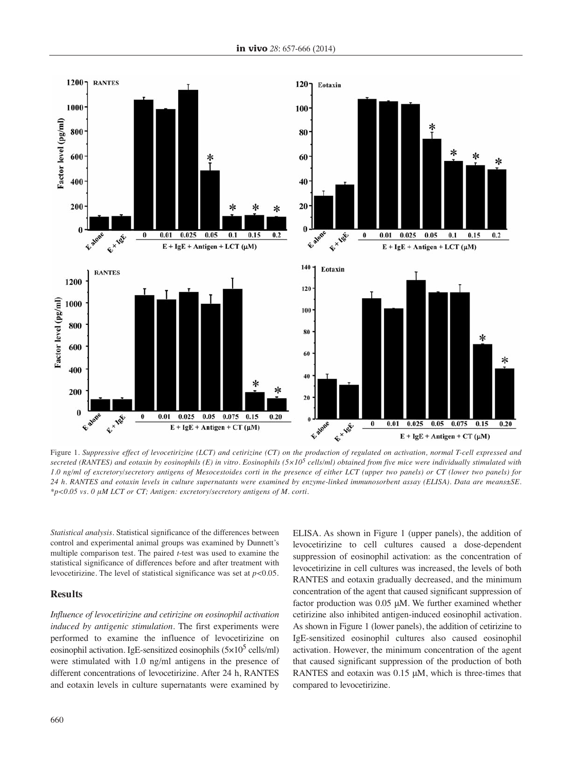RANTES

1200, 1000, 800, 600, 400, 200, 0

Factor level (pg/ml)

E alone, E + IgE, 0, 0.01, 0.025, 0.05, 0.1, 0.15, 0.2

E + IgE + Antigen + LCT (μM)

Eotaxin

120, 100, 80, 60, 40, 20, 0

E alone, E + IgE, 0, 0.01, 0.025, 0.05, 0.1, 0.15, 0.2

E + IgE + Antigen + LCT (μM)

RANTES

1200, 1000, 800, 600, 400, 200, 0

Factor level (pg/ml)

E alone, E + IgE, 0, 0.01, 0.025, 0.05, 0.075, 0.15, 0.20

E + IgE + Antigen + CT (μM)

Eotaxin

140, 120, 100, 80, 60, 40, 20, 0

E alone, E + IgE, 0, 0.01, 0.025, 0.05, 0.075, 0.15, 0.20

E + IgE + Antigen + CT (μM)

Figure 1. *Suppressive effect of levocetirizine (LCT) and cetirizine (CT) on the production of regulated on activation, normal T-cell expressed and secreted (RANTES) and eotaxin by eosinophils (E) in vitro. Eosinophils ($5\times10^5$ cells/ml) obtained from five mice were individually stimulated with 1.0 ng/ml of excretory/secretory antigens of Mesocestoides corti in the presence of either LCT (upper two panels) or CT (lower two panels) for 24 h. RANTES and eotaxin levels in culture supernatants were examined by enzyme-linked immunosorbent assay (ELISA). Data are means±SE. *$p<0.05$ vs. 0 μM LCT or CT; Antigen: excretory/secretory antigens of M. corti.*

*Statistical analysis.* Statistical significance of the differences between control and experimental animal groups was examined by Dunnett's multiple comparison test. The paired *t*-test was used to examine the statistical significance of differences before and after treatment with levocetirizine. The level of statistical significance was set at $p<0.05$.

## Results

*Influence of levocetirizine and cetirizine on eosinophil activation induced by antigenic stimulation.* The first experiments were performed to examine the influence of levocetirizine on eosinophil activation. IgE-sensitized eosinophils ($5\times10^5$ cells/ml) were stimulated with 1.0 ng/ml antigens in the presence of different concentrations of levocetirizine. After 24 h, RANTES and eotaxin levels in culture supernatants were examined by ELISA. As shown in Figure 1 (upper panels), the addition of levocetirizine to cell cultures caused a dose-dependent suppression of eosinophil activation: as the concentration of levocetirizine in cell cultures was increased, the levels of both RANTES and eotaxin gradually decreased, and the minimum concentration of the agent that caused significant suppression of factor production was 0.05 μM. We further examined whether cetirizine also inhibited antigen-induced eosinophil activation. As shown in Figure 1 (lower panels), the addition of cetirizine to IgE-sensitized eosinophil cultures also caused eosinophil activation. However, the minimum concentration of the agent that caused significant suppression of the production of both RANTES and eotaxin was 0.15 μM, which is three-times that compared to levocetirizine.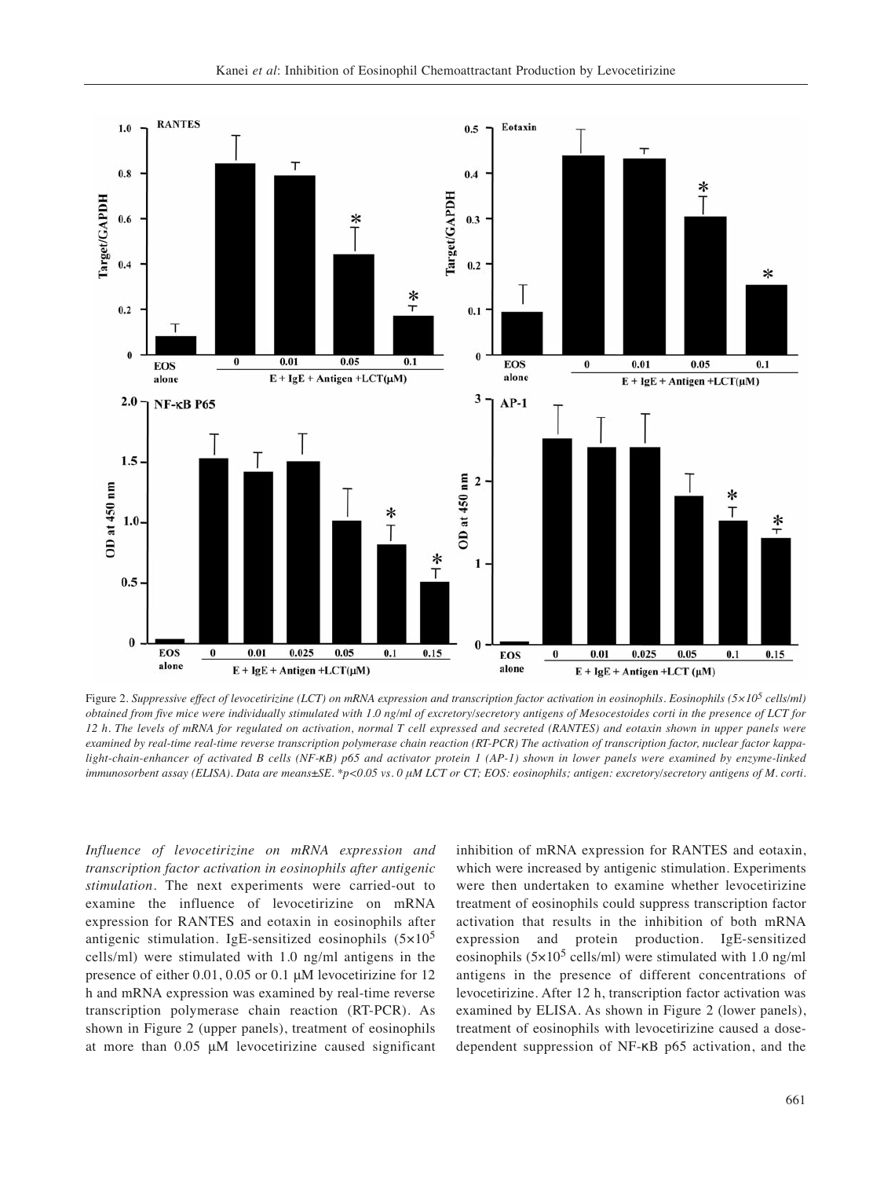Figure 2. *Suppressive effect of levocetirizine (LCT) on mRNA expression and transcription factor activation in eosinophils. Eosinophils (5×10$^5$ cells/ml) obtained from five mice were individually stimulated with 1.0 ng/ml of excretory/secretory antigens of Mesocestoides corti in the presence of LCT for 12 h. The levels of mRNA for regulated on activation, normal T cell expressed and secreted (RANTES) and eotaxin shown in upper panels were examined by real-time real-time reverse transcription polymerase chain reaction (RT-PCR) The activation of transcription factor, nuclear factor kappa-light-chain-enhancer of activated B cells (NF-κB) p65 and activator protein 1 (AP-1) shown in lower panels were examined by enzyme-linked immunosorbent assay (ELISA). Data are means±SE. *p<0.05 vs. 0 μM LCT or CT; EOS: eosinophils; antigen: excretory/secretory antigens of M. corti.*

*Influence of levocetirizine on mRNA expression and transcription factor activation in eosinophils after antigenic stimulation*. The next experiments were carried-out to examine the influence of levocetirizine on mRNA expression for RANTES and eotaxin in eosinophils after antigenic stimulation. IgE-sensitized eosinophils (5×10$^5$ cells/ml) were stimulated with 1.0 ng/ml antigens in the presence of either 0.01, 0.05 or 0.1 μM levocetirizine for 12 h and mRNA expression was examined by real-time reverse transcription polymerase chain reaction (RT-PCR). As shown in Figure 2 (upper panels), treatment of eosinophils at more than 0.05 μM levocetirizine caused significant inhibition of mRNA expression for RANTES and eotaxin, which were increased by antigenic stimulation. Experiments were then undertaken to examine whether levocetirizine treatment of eosinophils could suppress transcription factor activation that results in the inhibition of both mRNA expression and protein production. IgE-sensitized eosinophils (5×10$^5$ cells/ml) were stimulated with 1.0 ng/ml antigens in the presence of different concentrations of levocetirizine. After 12 h, transcription factor activation was examined by ELISA. As shown in Figure 2 (lower panels), treatment of eosinophils with levocetirizine caused a dose-dependent suppression of NF-κB p65 activation, and the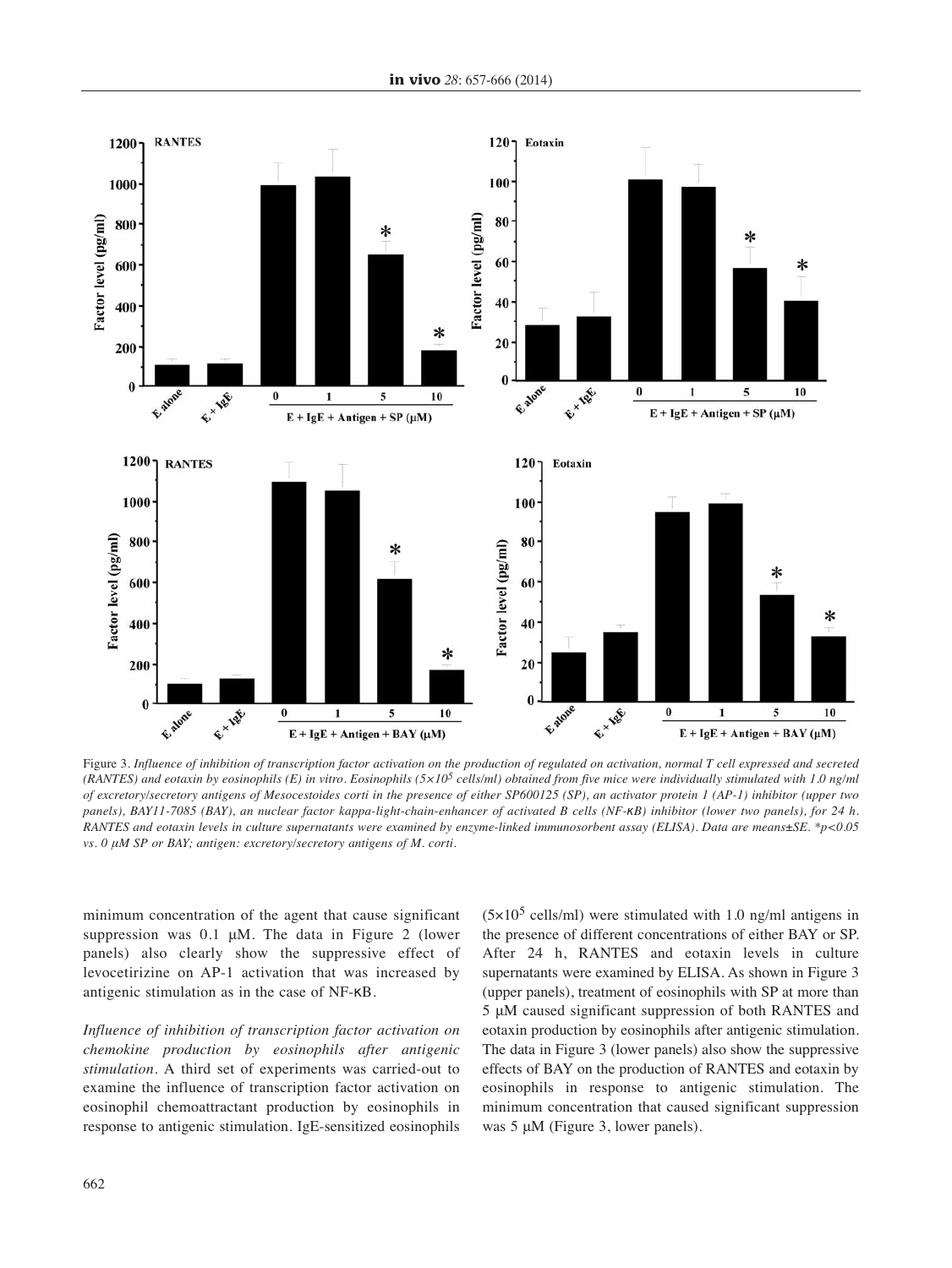RANTES

Factor level (pg/ml)

1200
1000
800
600
400
200
0

E alone
E + IgE
0
1
5
10
E + IgE + Antigen + SP (μM)

Eotaxin

Factor level (pg/ml)

120
100
80
60
40
20
0

E alone
E + IgE
0
1
5
10
E + IgE + Antigen + SP (μM)

RANTES

Factor level (pg/ml)

1200
1000
800
600
400
200
0

E alone
E + IgE
0
1
5
10
E + IgE + Antigen + BAY (μM)

Eotaxin

Factor level (pg/ml)

120
100
80
60
40
20
0

E alone
E + IgE
0
1
5
10
E + IgE + Antigen + BAY (μM)

Figure 3. *Influence of inhibition of transcription factor activation on the production of regulated on activation, normal T cell expressed and secreted (RANTES) and eotaxin by eosinophils (E) in vitro. Eosinophils ($5\times10^5$ cells/ml) obtained from five mice were individually stimulated with 1.0 ng/ml of excretory/secretory antigens of Mesocestoides corti in the presence of either SP600125 (SP), an activator protein 1 (AP-1) inhibitor (upper two panels), BAY11-7085 (BAY), an nuclear factor kappa-light-chain-enhancer of activated B cells (NF-κB) inhibitor (lower two panels), for 24 h. RANTES and eotaxin levels in culture supernatants were examined by enzyme-linked immunosorbent assay (ELISA). Data are means±SE. *$p<0.05$ vs. 0 μM SP or BAY; antigen: excretory/secretory antigens of M. corti.*

minimum concentration of the agent that cause significant suppression was 0.1 μM. The data in Figure 2 (lower panels) also clearly show the suppressive effect of levocetirizine on AP-1 activation that was increased by antigenic stimulation as in the case of NF-κB.

*Influence of inhibition of transcription factor activation on chemokine production by eosinophils after antigenic stimulation*. A third set of experiments was carried-out to examine the influence of transcription factor activation on eosinophil chemoattractant production by eosinophils in response to antigenic stimulation. IgE-sensitized eosinophils ($5\times10^5$ cells/ml) were stimulated with 1.0 ng/ml antigens in the presence of different concentrations of either BAY or SP. After 24 h, RANTES and eotaxin levels in culture supernatants were examined by ELISA. As shown in Figure 3 (upper panels), treatment of eosinophils with SP at more than 5 μM caused significant suppression of both RANTES and eotaxin production by eosinophils after antigenic stimulation. The data in Figure 3 (lower panels) also show the suppressive effects of BAY on the production of RANTES and eotaxin by eosinophils in response to antigenic stimulation. The minimum concentration that caused significant suppression was 5 μM (Figure 3, lower panels).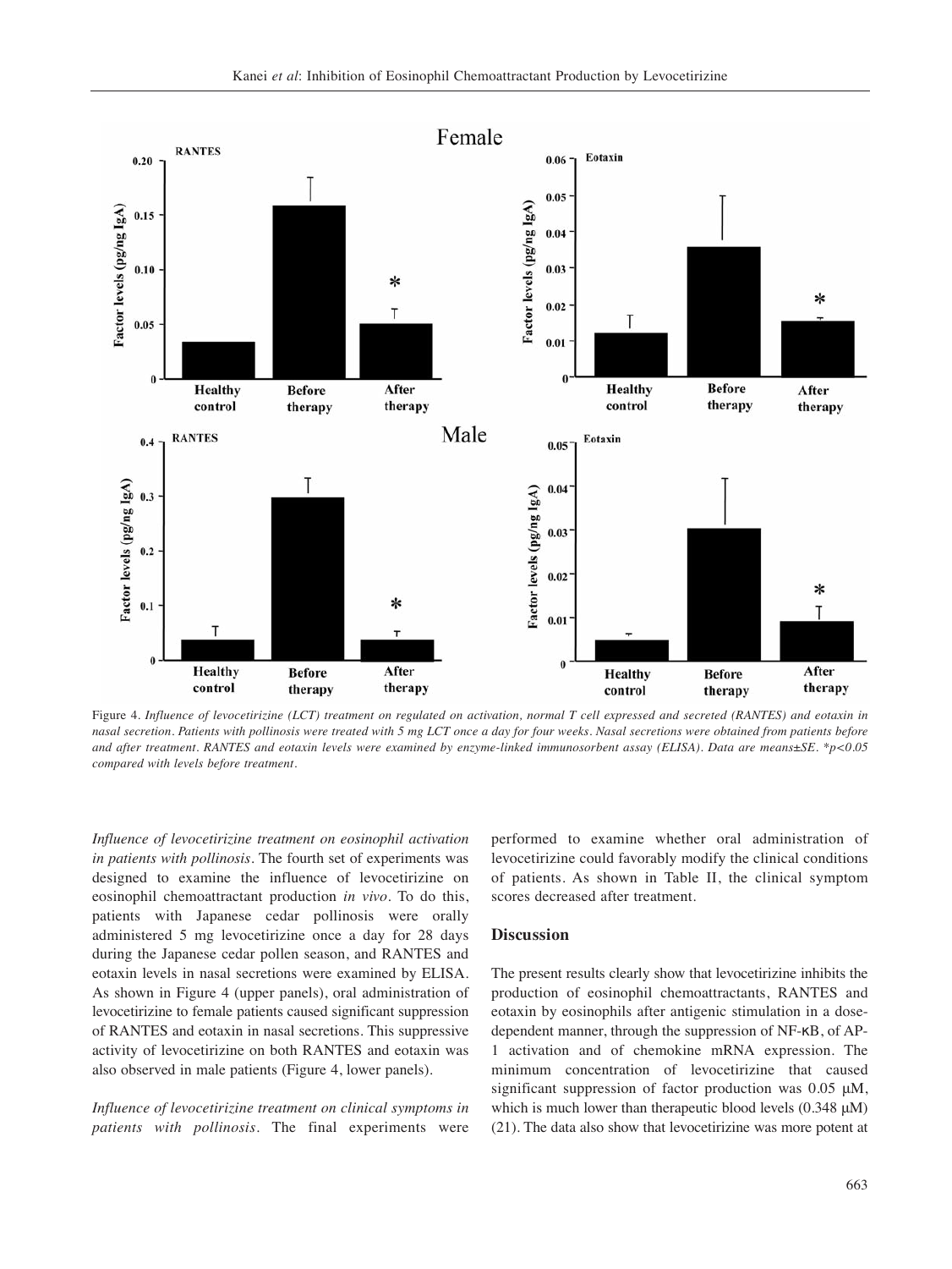Female

RANTES

0.20

0.15

0.10

0.05

0

Factor levels (pg/ng IgA)

Healthy control

Before therapy

After therapy

*

Eotaxin

0.06

0.05

0.04

0.03

0.02

0.01

0

Factor levels (pg/ng IgA)

Healthy control

Before therapy

After therapy

*

Male

RANTES

0.4

0.3

0.2

0.1

0

Factor levels (pg/ng IgA)

Healthy control

Before therapy

After therapy

*

Eotaxin

0.05

0.04

0.03

0.02

0.01

0

Factor levels (pg/ng IgA)

Healthy control

Before therapy

After therapy

*

Figure 4. *Influence of levocetirizine (LCT) treatment on regulated on activation, normal T cell expressed and secreted (RANTES) and eotaxin in nasal secretion. Patients with pollinosis were treated with 5 mg LCT once a day for four weeks. Nasal secretions were obtained from patients before and after treatment. RANTES and eotaxin levels were examined by enzyme-linked immunosorbent assay (ELISA). Data are means±SE. *p<0.05 compared with levels before treatment.*

*Influence of levocetirizine treatment on eosinophil activation in patients with pollinosis.* The fourth set of experiments was designed to examine the influence of levocetirizine on eosinophil chemoattractant production *in vivo*. To do this, patients with Japanese cedar pollinosis were orally administered 5 mg levocetirizine once a day for 28 days during the Japanese cedar pollen season, and RANTES and eotaxin levels in nasal secretions were examined by ELISA. As shown in Figure 4 (upper panels), oral administration of levocetirizine to female patients caused significant suppression of RANTES and eotaxin in nasal secretions. This suppressive activity of levocetirizine on both RANTES and eotaxin was also observed in male patients (Figure 4, lower panels).

*Influence of levocetirizine treatment on clinical symptoms in patients with pollinosis.* The final experiments were performed to examine whether oral administration of levocetirizine could favorably modify the clinical conditions of patients. As shown in Table II, the clinical symptom scores decreased after treatment.

## Discussion

The present results clearly show that levocetirizine inhibits the production of eosinophil chemoattractants, RANTES and eotaxin by eosinophils after antigenic stimulation in a dose-dependent manner, through the suppression of NF-κB, of AP-1 activation and of chemokine mRNA expression. The minimum concentration of levocetirizine that caused significant suppression of factor production was 0.05 μM, which is much lower than therapeutic blood levels (0.348 μM) (21). The data also show that levocetirizine was more potent at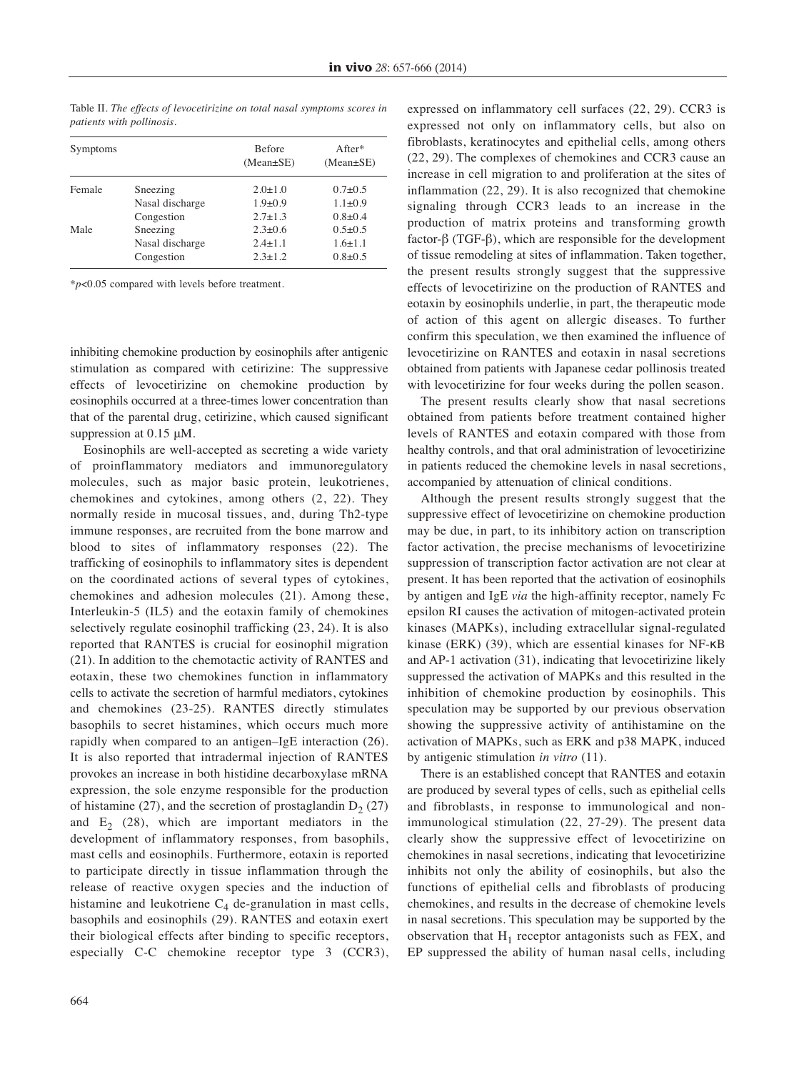Table II. *The effects of levocetirizine on total nasal symptoms scores in patients with pollinosis.*

| Symptoms | | Before (Mean±SE) | After* (Mean±SE) |
|---|---|---|---|
| Female | Sneezing | 2.0±1.0 | 0.7±0.5 |
| | Nasal discharge | 1.9±0.9 | 1.1±0.9 |
| | Congestion | 2.7±1.3 | 0.8±0.4 |
| Male | Sneezing | 2.3±0.6 | 0.5±0.5 |
| | Nasal discharge | 2.4±1.1 | 1.6±1.1 |
| | Congestion | 2.3±1.2 | 0.8±0.5 |

*$p<0.05$ compared with levels before treatment.

inhibiting chemokine production by eosinophils after antigenic stimulation as compared with cetirizine: The suppressive effects of levocetirizine on chemokine production by eosinophils occurred at a three-times lower concentration than that of the parental drug, cetirizine, which caused significant suppression at 0.15 μM.

Eosinophils are well-accepted as secreting a wide variety of proinflammatory mediators and immunoregulatory molecules, such as major basic protein, leukotrienes, chemokines and cytokines, among others (2, 22). They normally reside in mucosal tissues, and, during Th2-type immune responses, are recruited from the bone marrow and blood to sites of inflammatory responses (22). The trafficking of eosinophils to inflammatory sites is dependent on the coordinated actions of several types of cytokines, chemokines and adhesion molecules (21). Among these, Interleukin-5 (IL5) and the eotaxin family of chemokines selectively regulate eosinophil trafficking (23, 24). It is also reported that RANTES is crucial for eosinophil migration (21). In addition to the chemotactic activity of RANTES and eotaxin, these two chemokines function in inflammatory cells to activate the secretion of harmful mediators, cytokines and chemokines (23-25). RANTES directly stimulates basophils to secret histamines, which occurs much more rapidly when compared to an antigen–IgE interaction (26). It is also reported that intradermal injection of RANTES provokes an increase in both histidine decarboxylase mRNA expression, the sole enzyme responsible for the production of histamine (27), and the secretion of prostaglandin $D_2$ (27) and $E_2$ (28), which are important mediators in the development of inflammatory responses, from basophils, mast cells and eosinophils. Furthermore, eotaxin is reported to participate directly in tissue inflammation through the release of reactive oxygen species and the induction of histamine and leukotriene $C_4$ de-granulation in mast cells, basophils and eosinophils (29). RANTES and eotaxin exert their biological effects after binding to specific receptors, especially C-C chemokine receptor type 3 (CCR3), expressed on inflammatory cell surfaces (22, 29). CCR3 is expressed not only on inflammatory cells, but also on fibroblasts, keratinocytes and epithelial cells, among others (22, 29). The complexes of chemokines and CCR3 cause an increase in cell migration to and proliferation at the sites of inflammation (22, 29). It is also recognized that chemokine signaling through CCR3 leads to an increase in the production of matrix proteins and transforming growth factor-β (TGF-β), which are responsible for the development of tissue remodeling at sites of inflammation. Taken together, the present results strongly suggest that the suppressive effects of levocetirizine on the production of RANTES and eotaxin by eosinophils underlie, in part, the therapeutic mode of action of this agent on allergic diseases. To further confirm this speculation, we then examined the influence of levocetirizine on RANTES and eotaxin in nasal secretions obtained from patients with Japanese cedar pollinosis treated with levocetirizine for four weeks during the pollen season.

The present results clearly show that nasal secretions obtained from patients before treatment contained higher levels of RANTES and eotaxin compared with those from healthy controls, and that oral administration of levocetirizine in patients reduced the chemokine levels in nasal secretions, accompanied by attenuation of clinical conditions.

Although the present results strongly suggest that the suppressive effect of levocetirizine on chemokine production may be due, in part, to its inhibitory action on transcription factor activation, the precise mechanisms of levocetirizine suppression of transcription factor activation are not clear at present. It has been reported that the activation of eosinophils by antigen and IgE *via* the high-affinity receptor, namely Fc epsilon RI causes the activation of mitogen-activated protein kinases (MAPKs), including extracellular signal-regulated kinase (ERK) (39), which are essential kinases for NF-κB and AP-1 activation (31), indicating that levocetirizine likely suppressed the activation of MAPKs and this resulted in the inhibition of chemokine production by eosinophils. This speculation may be supported by our previous observation showing the suppressive activity of antihistamine on the activation of MAPKs, such as ERK and p38 MAPK, induced by antigenic stimulation *in vitro* (11).

There is an established concept that RANTES and eotaxin are produced by several types of cells, such as epithelial cells and fibroblasts, in response to immunological and non-immunological stimulation (22, 27-29). The present data clearly show the suppressive effect of levocetirizine on chemokines in nasal secretions, indicating that levocetirizine inhibits not only the ability of eosinophils, but also the functions of epithelial cells and fibroblasts of producing chemokines, and results in the decrease of chemokine levels in nasal secretions. This speculation may be supported by the observation that $H_1$ receptor antagonists such as FEX, and EP suppressed the ability of human nasal cells, including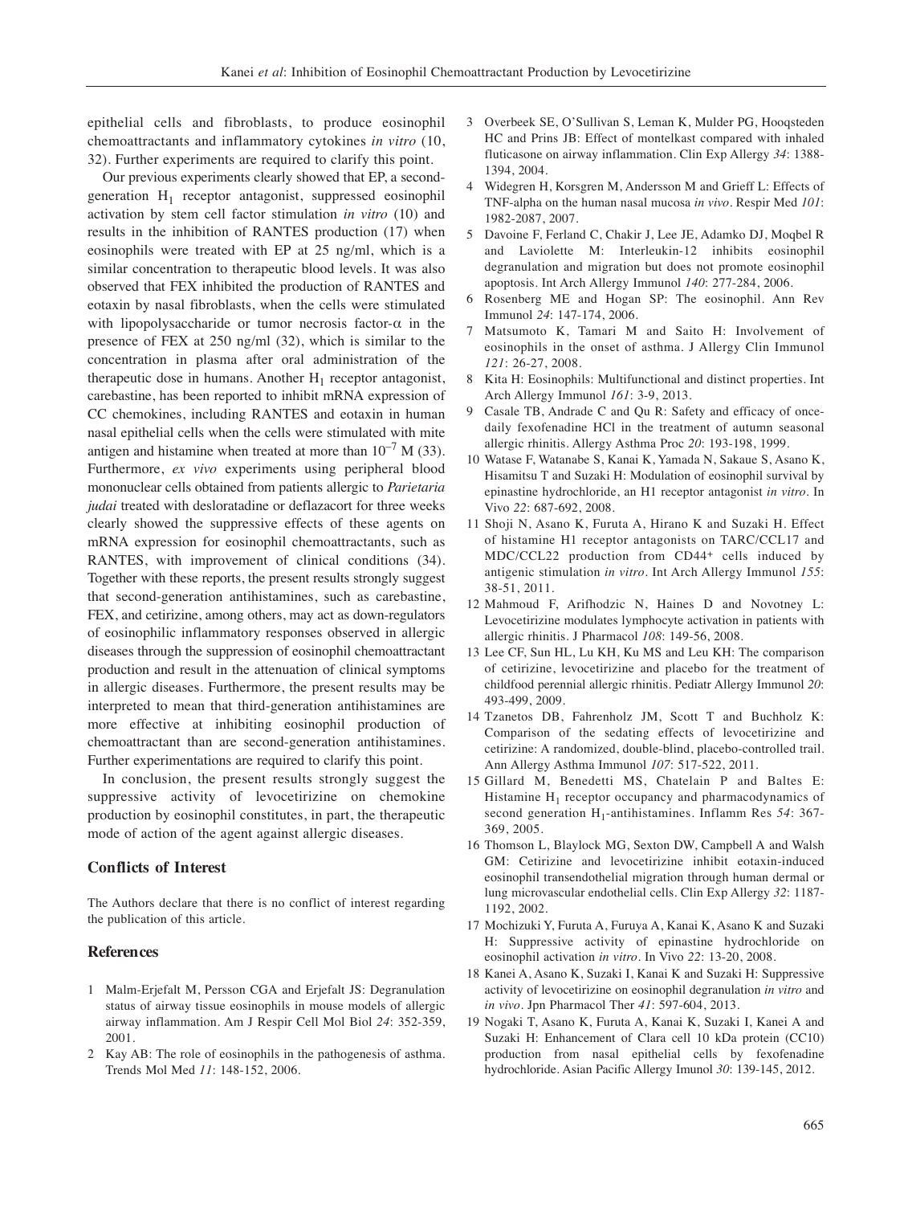epithelial cells and fibroblasts, to produce eosinophil chemoattractants and inflammatory cytokines *in vitro* (10, 32). Further experiments are required to clarify this point.

Our previous experiments clearly showed that EP, a second-generation $H_1$ receptor antagonist, suppressed eosinophil activation by stem cell factor stimulation *in vitro* (10) and results in the inhibition of RANTES production (17) when eosinophils were treated with EP at 25 ng/ml, which is a similar concentration to therapeutic blood levels. It was also observed that FEX inhibited the production of RANTES and eotaxin by nasal fibroblasts, when the cells were stimulated with lipopolysaccharide or tumor necrosis factor-$\alpha$ in the presence of FEX at 250 ng/ml (32), which is similar to the concentration in plasma after oral administration of the therapeutic dose in humans. Another $H_1$ receptor antagonist, carebastine, has been reported to inhibit mRNA expression of CC chemokines, including RANTES and eotaxin in human nasal epithelial cells when the cells were stimulated with mite antigen and histamine when treated at more than $10^{-7}$ M (33). Furthermore, *ex vivo* experiments using peripheral blood mononuclear cells obtained from patients allergic to *Parietaria judai* treated with desloratadine or deflazacort for three weeks clearly showed the suppressive effects of these agents on mRNA expression for eosinophil chemoattractants, such as RANTES, with improvement of clinical conditions (34). Together with these reports, the present results strongly suggest that second-generation antihistamines, such as carebastine, FEX, and cetirizine, among others, may act as down-regulators of eosinophilic inflammatory responses observed in allergic diseases through the suppression of eosinophil chemoattractant production and result in the attenuation of clinical symptoms in allergic diseases. Furthermore, the present results may be interpreted to mean that third-generation antihistamines are more effective at inhibiting eosinophil production of chemoattractant than are second-generation antihistamines. Further experimentations are required to clarify this point.

In conclusion, the present results strongly suggest the suppressive activity of levocetirizine on chemokine production by eosinophil constitutes, in part, the therapeutic mode of action of the agent against allergic diseases.

## Conflicts of Interest

The Authors declare that there is no conflict of interest regarding the publication of this article.

## References

1. Malm-Erjefalt M, Persson CGA and Erjefalt JS: Degranulation status of airway tissue eosinophils in mouse models of allergic airway inflammation. Am J Respir Cell Mol Biol *24*: 352-359, 2001.
2. Kay AB: The role of eosinophils in the pathogenesis of asthma. Trends Mol Med *11*: 148-152, 2006.
3. Overbeek SE, O'Sullivan S, Leman K, Mulder PG, Hooqsteden HC and Prins JB: Effect of montelkast compared with inhaled fluticasone on airway inflammation. Clin Exp Allergy *34*: 1388-1394, 2004.
4. Widegren H, Korsgren M, Andersson M and Grieff L: Effects of TNF-alpha on the human nasal mucosa *in vivo*. Respir Med *101*: 1982-2087, 2007.
5. Davoine F, Ferland C, Chakir J, Lee JE, Adamko DJ, Moqbel R and Laviolette M: Interleukin-12 inhibits eosinophil degranulation and migration but does not promote eosinophil apoptosis. Int Arch Allergy Immunol *140*: 277-284, 2006.
6. Rosenberg ME and Hogan SP: The eosinophil. Ann Rev Immunol *24*: 147-174, 2006.
7. Matsumoto K, Tamari M and Saito H: Involvement of eosinophils in the onset of asthma. J Allergy Clin Immunol *121*: 26-27, 2008.
8. Kita H: Eosinophils: Multifunctional and distinct properties. Int Arch Allergy Immunol *161*: 3-9, 2013.
9. Casale TB, Andrade C and Qu R: Safety and efficacy of once-daily fexofenadine HCl in the treatment of autumn seasonal allergic rhinitis. Allergy Asthma Proc *20*: 193-198, 1999.
10. Watase F, Watanabe S, Kanai K, Yamada N, Sakaue S, Asano K, Hisamitsu T and Suzaki H: Modulation of eosinophil survival by epinastine hydrochloride, an H1 receptor antagonist *in vitro*. In Vivo *22*: 687-692, 2008.
11. Shoji N, Asano K, Furuta A, Hirano K and Suzaki H. Effect of histamine H1 receptor antagonists on TARC/CCL17 and MDC/CCL22 production from CD44+ cells induced by antigenic stimulation *in vitro*. Int Arch Allergy Immunol *155*: 38-51, 2011.
12. Mahmoud F, Arifhodzic N, Haines D and Novotney L: Levocetirizine modulates lymphocyte activation in patients with allergic rhinitis. J Pharmacol *108*: 149-56, 2008.
13. Lee CF, Sun HL, Lu KH, Ku MS and Leu KH: The comparison of cetirizine, levocetirizine and placebo for the treatment of childfood perennial allergic rhinitis. Pediatr Allergy Immunol *20*: 493-499, 2009.
14. Tzanetos DB, Fahrenholz JM, Scott T and Buchholz K: Comparison of the sedating effects of levocetirizine and cetirizine: A randomized, double-blind, placebo-controlled trail. Ann Allergy Asthma Immunol *107*: 517-522, 2011.
15. Gillard M, Benedetti MS, Chatelain P and Baltes E: Histamine $H_1$ receptor occupancy and pharmacodynamics of second generation $H_1$-antihistamines. Inflamm Res *54*: 367-369, 2005.
16. Thomson L, Blaylock MG, Sexton DW, Campbell A and Walsh GM: Cetirizine and levocetirizine inhibit eotaxin-induced eosinophil transendothelial migration through human dermal or lung microvascular endothelial cells. Clin Exp Allergy *32*: 1187-1192, 2002.
17. Mochizuki Y, Furuta A, Furuya A, Kanai K, Asano K and Suzaki H: Suppressive activity of epinastine hydrochloride on eosinophil activation *in vitro*. In Vivo *22*: 13-20, 2008.
18. Kanei A, Asano K, Suzaki I, Kanai K and Suzaki H: Suppressive activity of levocetirizine on eosinophil degranulation *in vitro* and *in vivo*. Jpn Pharmacol Ther *41*: 597-604, 2013.
19. Nogaki T, Asano K, Furuta A, Kanai K, Suzaki I, Kanei A and Suzaki H: Enhancement of Clara cell 10 kDa protein (CC10) production from nasal epithelial cells by fexofenadine hydrochloride. Asian Pacific Allergy Imunol *30*: 139-145, 2012.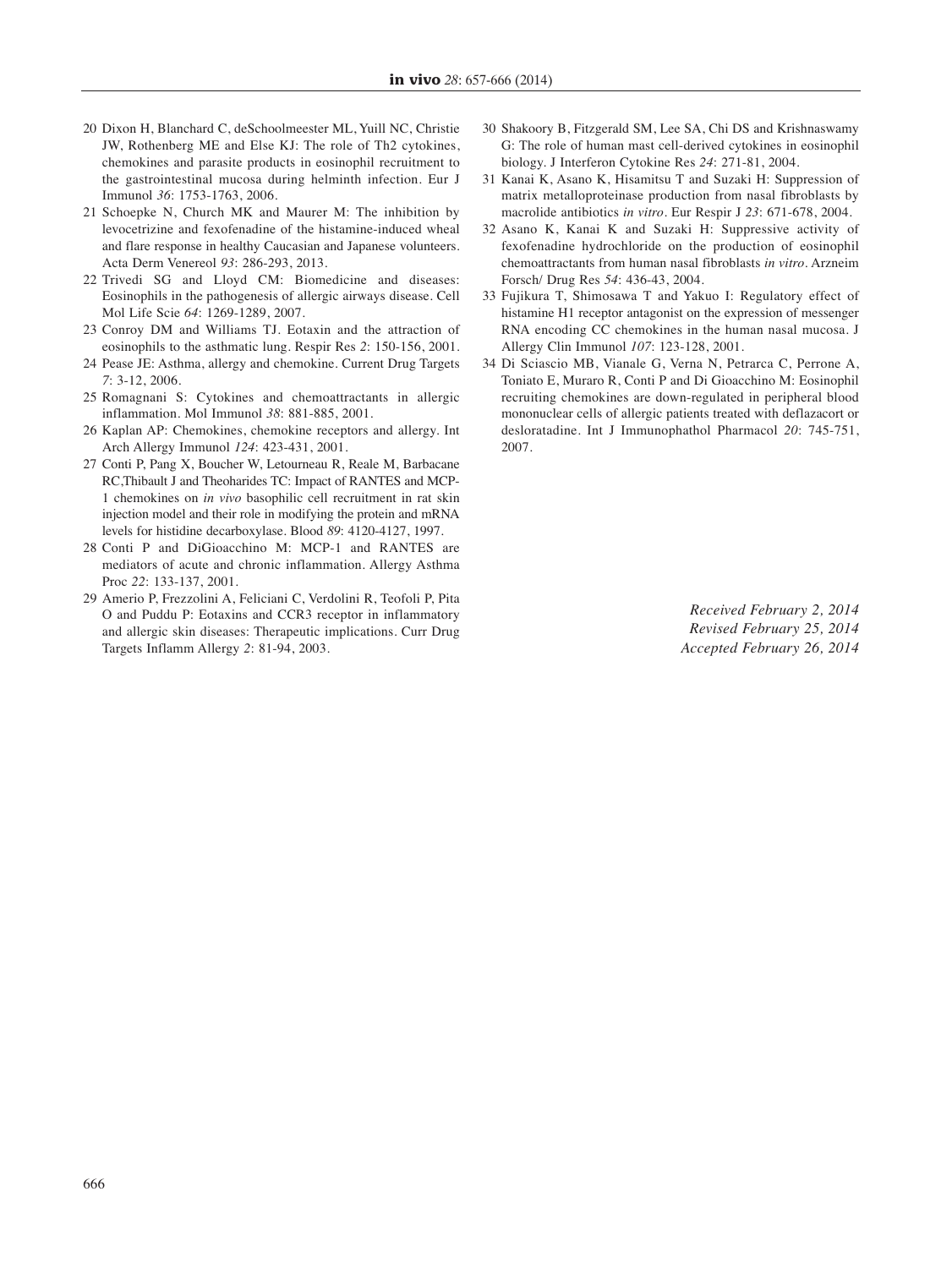20 Dixon H, Blanchard C, deSchoolmeester ML, Yuill NC, Christie JW, Rothenberg ME and Else KJ: The role of Th2 cytokines, chemokines and parasite products in eosinophil recruitment to the gastrointestinal mucosa during helminth infection. Eur J Immunol *36*: 1753-1763, 2006.

21 Schoepke N, Church MK and Maurer M: The inhibition by levocetrizine and fexofenadine of the histamine-induced wheal and flare response in healthy Caucasian and Japanese volunteers. Acta Derm Venereol *93*: 286-293, 2013.

22 Trivedi SG and Lloyd CM: Biomedicine and diseases: Eosinophils in the pathogenesis of allergic airways disease. Cell Mol Life Scie *64*: 1269-1289, 2007.

23 Conroy DM and Williams TJ. Eotaxin and the attraction of eosinophils to the asthmatic lung. Respir Res *2*: 150-156, 2001.

24 Pease JE: Asthma, allergy and chemokine. Current Drug Targets *7*: 3-12, 2006.

25 Romagnani S: Cytokines and chemoattractants in allergic inflammation. Mol Immunol *38*: 881-885, 2001.

26 Kaplan AP: Chemokines, chemokine receptors and allergy. Int Arch Allergy Immunol *124*: 423-431, 2001.

27 Conti P, Pang X, Boucher W, Letourneau R, Reale M, Barbacane RC,Thibault J and Theoharides TC: Impact of RANTES and MCP-1 chemokines on *in vivo* basophilic cell recruitment in rat skin injection model and their role in modifying the protein and mRNA levels for histidine decarboxylase. Blood *89*: 4120-4127, 1997.

28 Conti P and DiGioacchino M: MCP-1 and RANTES are mediators of acute and chronic inflammation. Allergy Asthma Proc *22*: 133-137, 2001.

29 Amerio P, Frezzolini A, Feliciani C, Verdolini R, Teofoli P, Pita O and Puddu P: Eotaxins and CCR3 receptor in inflammatory and allergic skin diseases: Therapeutic implications. Curr Drug Targets Inflamm Allergy *2*: 81-94, 2003.

30 Shakoory B, Fitzgerald SM, Lee SA, Chi DS and Krishnaswamy G: The role of human mast cell-derived cytokines in eosinophil biology. J Interferon Cytokine Res *24*: 271-81, 2004.

31 Kanai K, Asano K, Hisamitsu T and Suzaki H: Suppression of matrix metalloproteinase production from nasal fibroblasts by macrolide antibiotics *in vitro*. Eur Respir J *23*: 671-678, 2004.

32 Asano K, Kanai K and Suzaki H: Suppressive activity of fexofenadine hydrochloride on the production of eosinophil chemoattractants from human nasal fibroblasts *in vitro*. Arzneim Forsch/ Drug Res *54*: 436-43, 2004.

33 Fujikura T, Shimosawa T and Yakuo I: Regulatory effect of histamine H1 receptor antagonist on the expression of messenger RNA encoding CC chemokines in the human nasal mucosa. J Allergy Clin Immunol *107*: 123-128, 2001.

34 Di Sciascio MB, Vianale G, Verna N, Petrarca C, Perrone A, Toniato E, Muraro R, Conti P and Di Gioacchino M: Eosinophil recruiting chemokines are down-regulated in peripheral blood mononuclear cells of allergic patients treated with deflazacort or desloratadine. Int J Immunophathol Pharmacol *20*: 745-751, 2007.

*Received February 2, 2014*
*Revised February 25, 2014*
*Accepted February 26, 2014*